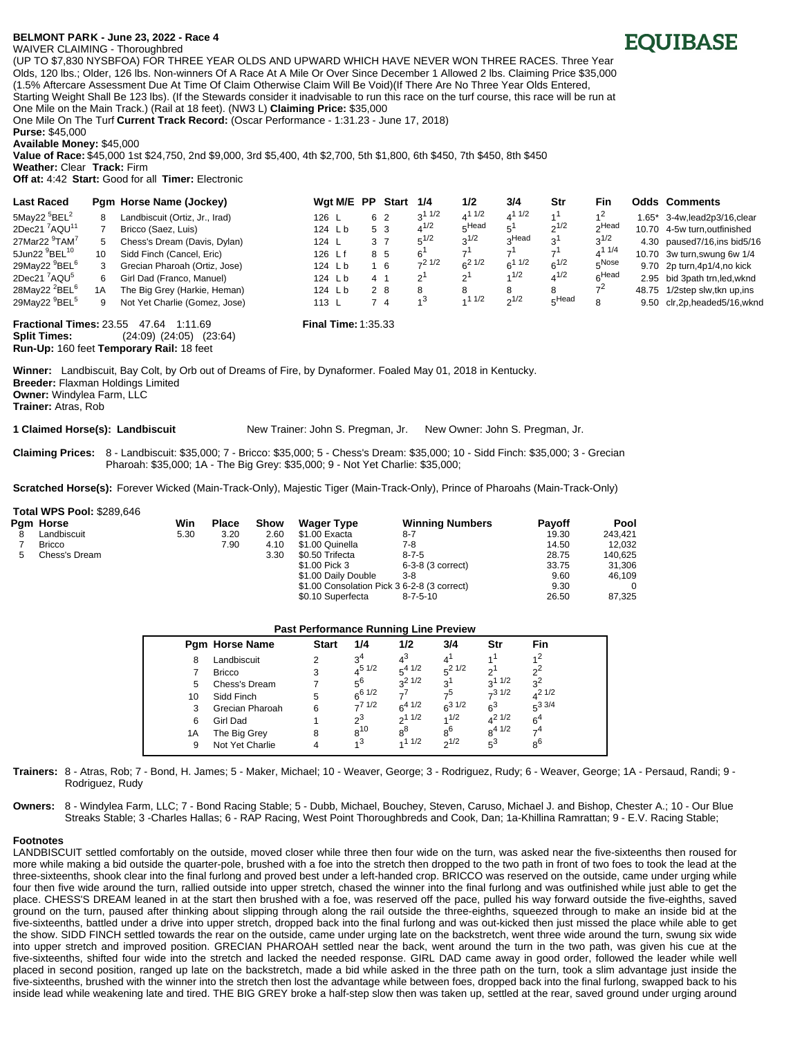**BELMONT PARK - June 23, 2022 - Race 4**

**EQUIBASE**

WAIVER CLAIMING - Thoroughbred

(UP TO $7,830 NYSBFOA) FOR THREE YEAR OLDS AND UPWARD WHICH HAVE NEVER WON THREE RACES. Three Year Olds, 120 lbs.; Older, 126 lbs. Non-winners Of A Race At A Mile Or Over Since December 1 Allowed 2 lbs. Claiming Price $35,000 (1.5% Aftercare Assessment Due At Time Of Claim Otherwise Claim Will Be Void)(If There Are No Three Year Olds Entered, Starting Weight Shall Be 123 lbs). (If the Stewards consider it inadvisable to run this race on the turf course, this race will be run at One Mile on the Main Track.) (Rail at 18 feet). (NW3 L) **Claiming Price:** $35,000

One Mile On The Turf **Current Track Record:** (Oscar Performance - 1:31.23 - June 17, 2018)

**Purse:** $45,000

**Available Money:** $45,000

**Value of Race:** $45,000 1st $24,750, 2nd $9,000, 3rd $5,400, 4th $2,700, 5th $1,800, 6th $450, 7th $450, 8th $450

**Weather:** Clear **Track:** Firm

**Off at:** 4:42 **Start:** Good for all **Timer:** Electronic

| Last Raced | Pgm | Horse Name (Jockey) | Wgt M/E | PP | Start | 1/4 | 1/2 | 3/4 | Str | Fin | Odds | Comments |
|---|---|---|---|---|---|---|---|---|---|---|---|---|
| 5May22 5BEL2 | 8 | Landbiscuit (Ortiz, Jr., Irad) | 126 L | 6 | 2 | 3 1 1/2 | 4 1 1/2 | 4 1 1/2 | 1 1 | 1 2 | 1.65* | 3-4w,lead2p3/16,clear |
| 2Dec21 7AQU11 | 7 | Bricco (Saez, Luis) | 124 L b | 5 | 3 | 4 1/2 | 5 Head | 5 1 | 2 1/2 | 2 Head | 10.70 | 4-5w turn,outfinished |
| 27Mar22 9TAM7 | 5 | Chess's Dream (Davis, Dylan) | 124 L | 3 | 7 | 5 1/2 | 3 1/2 | 3 Head | 3 1 | 3 1/2 | 4.30 | paused7/16,ins bid5/16 |
| 5Jun22 9BEL10 | 10 | Sidd Finch (Cancel, Eric) | 126 L f | 8 | 5 | 6 1 | 7 1 | 7 1 | 7 1 | 4 1 1/4 | 10.70 | 3w turn,swung 6w 1/4 |
| 29May22 9BEL6 | 3 | Grecian Pharoah (Ortiz, Jose) | 124 L b | 1 | 6 | 7 2 1/2 | 6 2 1/2 | 6 1 1/2 | 6 1/2 | 5 Nose | 9.70 | 2p turn,4p1/4,no kick |
| 2Dec21 7AQU5 | 6 | Girl Dad (Franco, Manuel) | 124 L b | 4 | 1 | 2 1 | 2 1 | 1 1/2 | 4 1/2 | 6 Head | 2.95 | bid 3path trn,led,wknd |
| 28May22 2BEL6 | 1A | The Big Grey (Harkie, Heman) | 124 L b | 2 | 8 | 8 | 8 | 8 | 8 | 7 2 | 48.75 | 1/2step slw,tkn up,ins |
| 29May22 9BEL5 | 9 | Not Yet Charlie (Gomez, Jose) | 113 L | 7 | 4 | 1 3 | 1 1 1/2 | 2 1/2 | 5 Head | 8 | 9.50 | clr,2p,headed5/16,wknd |

**Fractional Times:** 23.55 47.64 1:11.69 **Final Time:** 1:35.33

**Split Times:** (24:09) (24:05) (23:64)

**Run-Up:** 160 feet **Temporary Rail:** 18 feet

**Winner:** Landbiscuit, Bay Colt, by Orb out of Dreams of Fire, by Dynaformer. Foaled May 01, 2018 in Kentucky.

**Breeder:** Flaxman Holdings Limited

**Owner:** Windylea Farm, LLC

**Trainer:** Atras, Rob

**1 Claimed Horse(s): Landbiscuit** New Trainer: John S. Pregman, Jr. New Owner: John S. Pregman, Jr.

**Claiming Prices:** 8 - Landbiscuit: $35,000; 7 - Bricco: $35,000; 5 - Chess's Dream: $35,000; 10 - Sidd Finch: $35,000; 3 - Grecian Pharoah: $35,000; 1A - The Big Grey: $35,000; 9 - Not Yet Charlie: $35,000;

**Scratched Horse(s):** Forever Wicked (Main-Track-Only), Majestic Tiger (Main-Track-Only), Prince of Pharoahs (Main-Track-Only)

**Total WPS Pool:** $289,646

| Pgm | Horse | Win | Place | Show | Wager Type | Winning Numbers | Payoff | Pool |
|---|---|---|---|---|---|---|---|---|
| 8 | Landbiscuit | 5.30 | 3.20 | 2.60 | $1.00 Exacta | 8-7 | 19.30 | 243,421 |
| 7 | Bricco | | 7.90 | 4.10 | $1.00 Quinella | 7-8 | 14.50 | 12,032 |
| 5 | Chess's Dream | | | 3.30 | $0.50 Trifecta | 8-7-5 | 28.75 | 140,625 |
| | | | | | $1.00 Pick 3 | 6-3-8 (3 correct) | 33.75 | 31,306 |
| | | | | | $1.00 Daily Double | 3-8 | 9.60 | 46,109 |
| | | | | | $1.00 Consolation Pick 3 | 6-2-8 (3 correct) | 9.30 | 0 |
| | | | | | $0.10 Superfecta | 8-7-5-10 | 26.50 | 87,325 |

**Past Performance Running Line Preview**

| Pgm | Horse Name | Start | 1/4 | 1/2 | 3/4 | Str | Fin |
|---|---|---|---|---|---|---|---|
| 8 | Landbiscuit | 2 | 3 4 | 4 3 | 4 1 | 1 1 | 1 2 |
| 7 | Bricco | 3 | 4 5 1/2 | 5 4 1/2 | 5 2 1/2 | 2 1 | 2 2 |
| 5 | Chess's Dream | 7 | 5 6 | 3 2 1/2 | 3 1 | 3 1 1/2 | 3 2 |
| 10 | Sidd Finch | 5 | 6 6 1/2 | 7 7 | 7 5 | 7 3 1/2 | 4 2 1/2 |
| 3 | Grecian Pharoah | 6 | 7 7 1/2 | 6 4 1/2 | 6 3 1/2 | 6 3 | 5 3 3/4 |
| 6 | Girl Dad | 1 | 2 3 | 2 1 1/2 | 1 1/2 | 4 2 1/2 | 6 4 |
| 1A | The Big Grey | 8 | 8 10 | 8 8 | 8 6 | 8 4 1/2 | 7 4 |
| 9 | Not Yet Charlie | 4 | 1 3 | 1 1 1/2 | 2 1/2 | 5 3 | 8 6 |

**Trainers:** 8 - Atras, Rob; 7 - Bond, H. James; 5 - Maker, Michael; 10 - Weaver, George; 3 - Rodriguez, Rudy; 6 - Weaver, George; 1A - Persaud, Randi; 9 - Rodriguez, Rudy

**Owners:** 8 - Windylea Farm, LLC; 7 - Bond Racing Stable; 5 - Dubb, Michael, Bouchey, Steven, Caruso, Michael J. and Bishop, Chester A.; 10 - Our Blue Streaks Stable; 3 -Charles Hallas; 6 - RAP Racing, West Point Thoroughbreds and Cook, Dan; 1a-Khillina Ramrattan; 9 - E.V. Racing Stable;

**Footnotes**

LANDBISCUIT settled comfortably on the outside, moved closer while three then four wide on the turn, was asked near the five-sixteenths then roused for more while making a bid outside the quarter-pole, brushed with a foe into the stretch then dropped to the two path in front of two foes to took the lead at the three-sixteenths, shook clear into the final furlong and proved best under a left-handed crop. BRICCO was reserved on the outside, came under urging while four then five wide around the turn, rallied outside into upper stretch, chased the winner into the final furlong and was outfinished while just able to get the place. CHESS'S DREAM leaned in at the start then brushed with a foe, was reserved off the pace, pulled his way forward outside the five-eighths, saved ground on the turn, paused after thinking about slipping through along the rail outside the three-eighths, squeezed through to make an inside bid at the five-sixteenths, battled under a drive into upper stretch, dropped back into the final furlong and was out-kicked then just missed the place while able to get the show. SIDD FINCH settled towards the rear on the outside, came under urging late on the backstretch, went three wide around the turn, swung six wide into upper stretch and improved position. GRECIAN PHAROAH settled near the back, went around the turn in the two path, was given his cue at the five-sixteenths, shifted four wide into the stretch and lacked the needed response. GIRL DAD came away in good order, followed the leader while well placed in second position, ranged up late on the backstretch, made a bid while asked in the three path on the turn, took a slim advantage just inside the five-sixteenths, brushed with the winner into the stretch then lost the advantage while between foes, dropped back into the final furlong, swapped back to his inside lead while weakening late and tired. THE BIG GREY broke a half-step slow then was taken up, settled at the rear, saved ground under urging around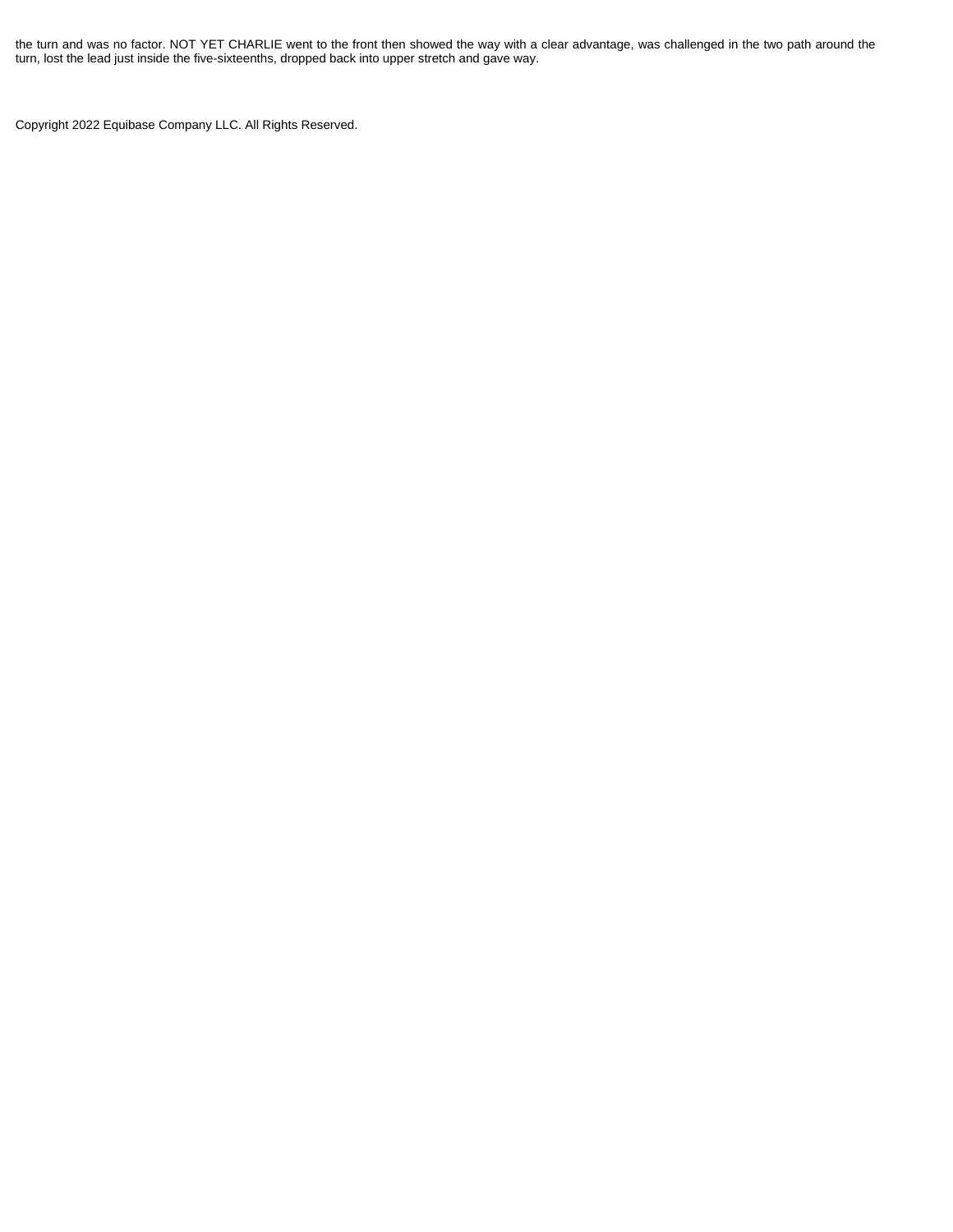the turn and was no factor. NOT YET CHARLIE went to the front then showed the way with a clear advantage, was challenged in the two path around the turn, lost the lead just inside the five-sixteenths, dropped back into upper stretch and gave way.

Copyright 2022 Equibase Company LLC. All Rights Reserved.